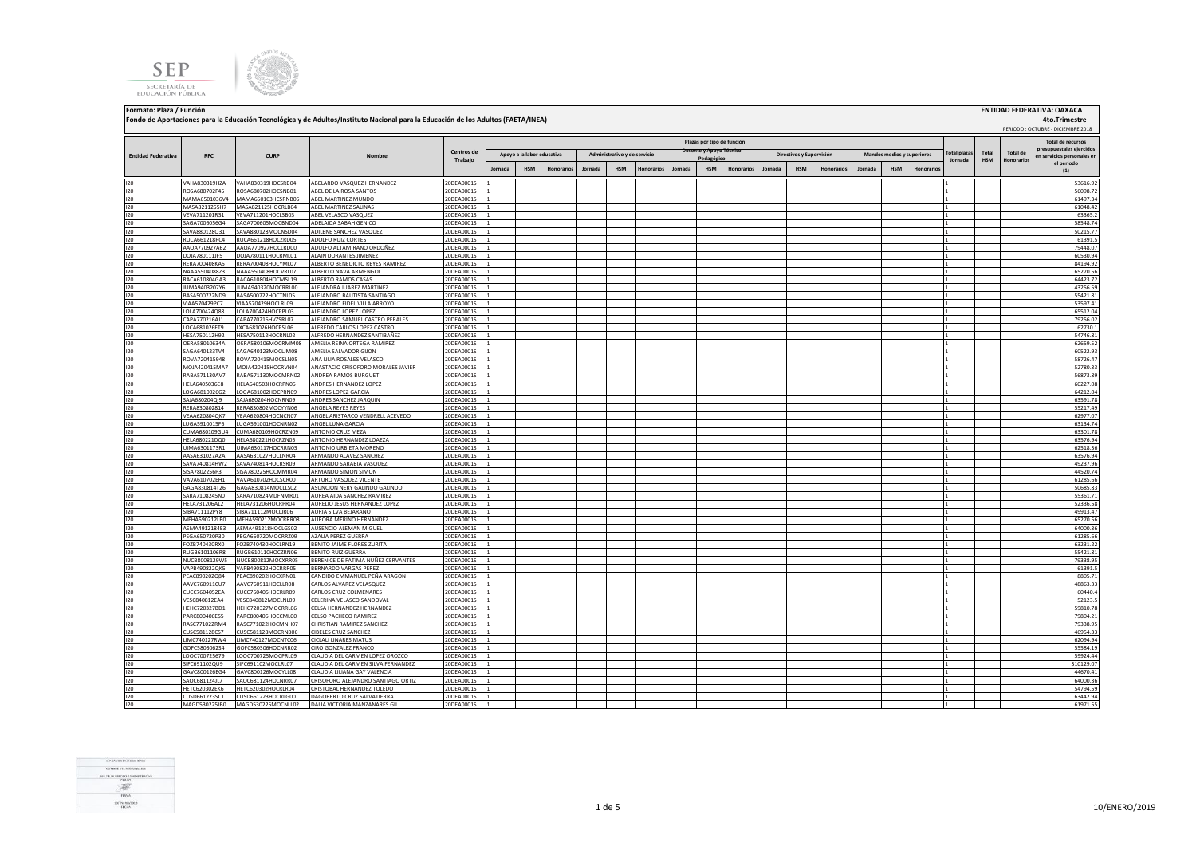**Formato: Plaza / Función**

**Fondo de Aportaciones para la Educación Tecnológica y de Adultos/Instituto Nacional para la Educación de los Adultos (FAETA/INEA)**

**ENTIDAD FEDERATIVA: OAXACA**

**4to.Trimestre**

PERIODO : OCTUBRE - DICIEMBRE 2018

| Entidad Federativa | RFC | CURP | Nombre | Centros de Trabajo | Apoyo a la labor educativa | | | Administrativo y de servicio | | | Docente y Apoyo Técnico Pedagógico | | | Directivos y Supervisión | | | Mandos medios y superiores | | | Total plazas Jornada | Total HSM | Total de Honorarios | Total de recursos presupuestales ejercidos en servicios personales en el periodo (1) |
|---|---|---|---|---|---|---|---|---|---|---|---|---|---|---|---|---|---|---|---|---|---|---|---|
| | | | | | Jornada | HSM | Honorarios | Jornada | HSM | Honorarios | Jornada | HSM | Honorarios | Jornada | HSM | Honorarios | Jornada | HSM | Honorarios | | | | |
| I20 | VAHA830319HZA | VAHA830319HOCSRB04 | ABELARDO VASQUEZ HERNANDEZ | 20DEA0001S | 1 | | | | | | | | | | | | | | | 1 | | | 53616.92 |
| I20 | ROSA680702F45 | ROSA680702HOCSNB01 | ABEL DE LA ROSA SANTOS | 20DEA0001S | 1 | | | | | | | | | | | | | | | 1 | | | 56098.72 |
| I20 | MAMA6501036V4 | MAMA650103HOCRNB06 | ABEL MARTINEZ MUNDO | 20DEA0001S | 1 | | | | | | | | | | | | | | | 1 | | | 61497.34 |
| I20 | MASA8211255H7 | MASA821125HOCRLB04 | ABEL MARTINEZ SALINAS | 20DEA0001S | 1 | | | | | | | | | | | | | | | 1 | | | 61048.42 |
| I20 | VEVA711201R31 | VEVA711201HOCLSB03 | ABEL VELASCO VASQUEZ | 20DEA0001S | 1 | | | | | | | | | | | | | | | 1 | | | 63365.2 |
| I20 | SAGA7006056G4 | SAGA700605MOCBND04 | ADELAIDA SABAH GENICO | 20DEA0001S | 1 | | | | | | | | | | | | | | | 1 | | | 58548.74 |
| I20 | SAVA880128Q31 | SAVA880128MOCNSD04 | ADILENE SANCHEZ VASQUEZ | 20DEA0001S | 1 | | | | | | | | | | | | | | | 1 | | | 50215.77 |
| I20 | RUCA661218PC4 | RUCA661218HOCZRD05 | ADOLFO RUIZ CORTES | 20DEA0001S | 1 | | | | | | | | | | | | | | | 1 | | | 61391.5 |
| I20 | AADA770927A62 | AADA770927HOCLRD00 | ADULFO ALTAMIRANO ORDOÑEZ | 20DEA0001S | 1 | | | | | | | | | | | | | | | 1 | | | 79448.07 |
| I20 | DOJA780111JF5 | DOJA780111HOCRML01 | ALAIN DORANTES JIMENEZ | 20DEA0001S | 1 | | | | | | | | | | | | | | | 1 | | | 60530.94 |
| I20 | RERA700408KA5 | RERA700408HOCYML07 | ALBERTO BENEDICTO REYES RAMIREZ | 20DEA0001S | 1 | | | | | | | | | | | | | | | 1 | | | 84194.92 |
| I20 | NAAA5504088Z3 | NAAA550408HOCVRL07 | ALBERTO NAVA ARMENGOL | 20DEA0001S | 1 | | | | | | | | | | | | | | | 1 | | | 65270.56 |
| I20 | RACA610804GA3 | RACA610804HOCMSL19 | ALBERTO RAMOS CASAS | 20DEA0001S | 1 | | | | | | | | | | | | | | | 1 | | | 64423.72 |
| I20 | JUMA9403207Y6 | JUMA940320MOCRRL00 | ALEJANDRA JUAREZ MARTINEZ | 20DEA0001S | 1 | | | | | | | | | | | | | | | 1 | | | 43256.59 |
| I20 | BASA500722ND9 | BASA500722HOCTNL05 | ALEJANDRO BAUTISTA SANTIAGO | 20DEA0001S | 1 | | | | | | | | | | | | | | | 1 | | | 55421.81 |
| I20 | VIAA570429PC7 | VIAA570429HOCLRL09 | ALEJANDRO FIDEL VILLA ARROYO | 20DEA0001S | 1 | | | | | | | | | | | | | | | 1 | | | 53597.41 |
| I20 | LOLA700424Q88 | LOLA700424HOCPPL03 | ALEJANDRO LOPEZ LOPEZ | 20DEA0001S | 1 | | | | | | | | | | | | | | | 1 | | | 65512.04 |
| I20 | CAPA770216AJ1 | CAPA770216HVZSRL07 | ALEJANDRO SAMUEL CASTRO PERALES | 20DEA0001S | 1 | | | | | | | | | | | | | | | 1 | | | 79256.02 |
| I20 | LOCA681026FT9 | LXCA681026HOCPSL06 | ALFREDO CARLOS LOPEZ CASTRO | 20DEA0001S | 1 | | | | | | | | | | | | | | | 1 | | | 62730.1 |
| I20 | HESA750112H92 | HESA750112HOCRNL02 | ALFREDO HERNANDEZ SANTIBAÑEZ | 20DEA0001S | 1 | | | | | | | | | | | | | | | 1 | | | 54746.81 |
| I20 | OERA58010634A | OERA580106MOCRMM08 | AMELIA REINA ORTEGA RAMIREZ | 20DEA0001S | 1 | | | | | | | | | | | | | | | 1 | | | 62659.52 |
| I20 | SAGA640123TV4 | SAGA640123MOCLJM08 | AMELIA SALVADOR GIJON | 20DEA0001S | 1 | | | | | | | | | | | | | | | 1 | | | 60522.93 |
| I20 | ROVA720415948 | ROVA720415MOCSLN05 | ANA LILIA ROSALES VELASCO | 20DEA0001S | 1 | | | | | | | | | | | | | | | 1 | | | 58726.47 |
| I20 | MOJA420415MA7 | MOJA420415HOCRVN04 | ANASTACIO CRISOFORO MORALES JAVIER | 20DEA0001S | 1 | | | | | | | | | | | | | | | 1 | | | 52780.33 |
| I20 | RABA571130AV7 | RABA571130MOCMRN02 | ANDREA RAMOS BURGUET | 20DEA0001S | 1 | | | | | | | | | | | | | | | 1 | | | 56873.89 |
| I20 | HELA6405036E8 | HELA640503HOCRPN06 | ANDRES HERNANDEZ LOPEZ | 20DEA0001S | 1 | | | | | | | | | | | | | | | 1 | | | 60227.08 |
| I20 | LOGA6810026G2 | LOGA681002HOCPRN09 | ANDRES LOPEZ GARCIA | 20DEA0001S | 1 | | | | | | | | | | | | | | | 1 | | | 64212.04 |
| I20 | SAJA680204QI9 | SAJA680204HOCNRN09 | ANDRES SANCHEZ JARQUIN | 20DEA0001S | 1 | | | | | | | | | | | | | | | 1 | | | 63591.78 |
| I20 | RERA830802814 | RERA830802MOCYYN06 | ANGELA REYES REYES | 20DEA0001S | 1 | | | | | | | | | | | | | | | 1 | | | 55217.49 |
| I20 | VEAA620804QK7 | VEAA620804HOCNCN07 | ANGEL ARISTARCO VENDRELL ACEVEDO | 20DEA0001S | 1 | | | | | | | | | | | | | | | 1 | | | 62977.07 |
| I20 | LUGA591001SF6 | LUGA591001HOCNRN02 | ANGEL LUNA GARCIA | 20DEA0001S | 1 | | | | | | | | | | | | | | | 1 | | | 63134.74 |
| I20 | CUMA680109GU4 | CUMA680109HOCRZN09 | ANTONIO CRUZ MEZA | 20DEA0001S | 1 | | | | | | | | | | | | | | | 1 | | | 63301.78 |
| I20 | HELA680221DQ0 | HELA680221HOCRZN05 | ANTONIO HERNANDEZ LOAEZA | 20DEA0001S | 1 | | | | | | | | | | | | | | | 1 | | | 63576.94 |
| I20 | UIMA630117381 | UIMA630117HOCRRN03 | ANTONIO URBIETA MORENO | 20DEA0001S | 1 | | | | | | | | | | | | | | | 1 | | | 62518.36 |
| I20 | AASA631027A2A | AASA631027HOCLNR04 | ARMANDO ALAVEZ SANCHEZ | 20DEA0001S | 1 | | | | | | | | | | | | | | | 1 | | | 63576.94 |
| I20 | SAVA740814HW2 | SAVA740814HOCRSR09 | ARMANDO SARABIA VASQUEZ | 20DEA0001S | 1 | | | | | | | | | | | | | | | 1 | | | 49237.96 |
| I20 | SISA7802256P3 | SISA780225HOCMMR04 | ARMANDO SIMON SIMON | 20DEA0001S | 1 | | | | | | | | | | | | | | | 1 | | | 44520.74 |
| I20 | VAVA610702EH1 | VAVA610702HOCSCR00 | ARTURO VASQUEZ VICENTE | 20DEA0001S | 1 | | | | | | | | | | | | | | | 1 | | | 61285.66 |
| I20 | GAGA830814T26 | GAGA830814MOCLLS02 | ASUNCION NERY GALINDO GALINDO | 20DEA0001S | 1 | | | | | | | | | | | | | | | 1 | | | 50685.83 |
| I20 | SARA7108245N0 | SARA710824MDFNMR01 | AUREA AIDA SANCHEZ RAMIREZ | 20DEA0001S | 1 | | | | | | | | | | | | | | | 1 | | | 55361.71 |
| I20 | HELA731206AL2 | HELA731206HOCRPR04 | AURELIO JESUS HERNANDEZ LOPEZ | 20DEA0001S | 1 | | | | | | | | | | | | | | | 1 | | | 52336.58 |
| I20 | SIBA711112PY8 | SIBA711112MOCLJR06 | AURIA SILVA BEJARANO | 20DEA0001S | 1 | | | | | | | | | | | | | | | 1 | | | 49913.47 |
| I20 | MEHA590212LB0 | MEHA590212MOCRRR08 | AURORA MERINO HERNANDEZ | 20DEA0001S | 1 | | | | | | | | | | | | | | | 1 | | | 65270.56 |
| I20 | AEMA4912184E3 | AEMA491218HOCLGS02 | AUSENCIO ALEMAN MIGUEL | 20DEA0001S | 1 | | | | | | | | | | | | | | | 1 | | | 64000.36 |
| I20 | PEGA650720P30 | PEGA650720MOCRRZ09 | AZALIA PEREZ GUERRA | 20DEA0001S | 1 | | | | | | | | | | | | | | | 1 | | | 61285.66 |
| I20 | FOZB740430RX0 | FOZB740430HOCLRN19 | BENITO JAIME FLORES ZURITA | 20DEA0001S | 1 | | | | | | | | | | | | | | | 1 | | | 63231.22 |
| I20 | RUGB6101106R8 | RUGB610110HOCZRN06 | BENITO RUIZ GUERRA | 20DEA0001S | 1 | | | | | | | | | | | | | | | 1 | | | 55421.81 |
| I20 | NUCB8008129W5 | NUCB800812MOCXRR05 | BERENICE DE FATIMA NUÑEZ CERVANTES | 20DEA0001S | 1 | | | | | | | | | | | | | | | 1 | | | 79338.95 |
| I20 | VAPB490822QK5 | VAPB490822HOCRRR05 | BERNARDO VARGAS PEREZ | 20DEA0001S | 1 | | | | | | | | | | | | | | | 1 | | | 61391.5 |
| I20 | PEAC890202Q84 | PEAC890202HOCXRN01 | CANDIDO EMMANUEL PEÑA ARAGON | 20DEA0001S | 1 | | | | | | | | | | | | | | | 1 | | | 8805.71 |
| I20 | AAVC760911CU7 | AAVC760911HOCLLR08 | CARLOS ALVAREZ VELASQUEZ | 20DEA0001S | 1 | | | | | | | | | | | | | | | 1 | | | 48863.33 |
| I20 | CUCC7604052EA | CUCC760405HOCRLR09 | CARLOS CRUZ COLMENARES | 20DEA0001S | 1 | | | | | | | | | | | | | | | 1 | | | 60440.4 |
| I20 | VESC840812EA4 | VESC840812MOCLNL09 | CELERINA VELASCO SANDOVAL | 20DEA0001S | 1 | | | | | | | | | | | | | | | 1 | | | 52123.5 |
| I20 | HEHC7203278D1 | HEHC720327MOCRRL06 | CELSA HERNANDEZ HERNANDEZ | 20DEA0001S | 1 | | | | | | | | | | | | | | | 1 | | | 59810.78 |
| I20 | PARC800406ES5 | PARC800406HOCCML00 | CELSO PACHECO RAMIREZ | 20DEA0001S | 1 | | | | | | | | | | | | | | | 1 | | | 79804.21 |
| I20 | RASC771022RM4 | RASC771022HOCMNH07 | CHRISTIAN RAMIREZ SANCHEZ | 20DEA0001S | 1 | | | | | | | | | | | | | | | 1 | | | 79338.95 |
| I20 | CUSC581128CS7 | CUSC581128MOCRNB06 | CIBELES CRUZ SANCHEZ | 20DEA0001S | 1 | | | | | | | | | | | | | | | 1 | | | 46954.33 |
| I20 | LIMC740127RW4 | LIMC740127MOCNTC06 | CICLALI LINARES MATUS | 20DEA0001S | 1 | | | | | | | | | | | | | | | 1 | | | 62094.94 |
| I20 | GOFC580306254 | GOFC580306HOCNRR02 | CIRO GONZALEZ FRANCO | 20DEA0001S | 1 | | | | | | | | | | | | | | | 1 | | | 55584.19 |
| I20 | LOOC700725679 | LOOC700725MOCPRL09 | CLAUDIA DEL CARMEN LOPEZ OROZCO | 20DEA0001S | 1 | | | | | | | | | | | | | | | 1 | | | 59924.44 |
| I20 | SIFC691102QU9 | SIFC691102MOCLRL07 | CLAUDIA DEL CARMEN SILVA FERNANDEZ | 20DEA0001S | 1 | | | | | | | | | | | | | | | 1 | | | 310129.07 |
| I20 | GAVC800126EG4 | GAVC800126MOCYLL08 | CLAUDIA LILIANA GAY VALENCIA | 20DEA0001S | 1 | | | | | | | | | | | | | | | 1 | | | 44670.41 |
| I20 | SAOC681124JL7 | SAOC681124HOCNRR07 | CRISOFORO ALEJANDRO SANTIAGO ORTIZ | 20DEA0001S | 1 | | | | | | | | | | | | | | | 1 | | | 64000.36 |
| I20 | HETC620302EK6 | HETC620302HOCRLR04 | CRISTOBAL HERNANDEZ TOLEDO | 20DEA0001S | 1 | | | | | | | | | | | | | | | 1 | | | 54794.59 |
| I20 | CUSD661223SC1 | CUSD661223HOCRLG00 | DAGOBERTO CRUZ SALVATIERRA | 20DEA0001S | 1 | | | | | | | | | | | | | | | 1 | | | 63442.94 |
| I20 | MAGD530225JB0 | MAGD530225MOCNLL02 | DALIA VICTORIA MANZANARES GIL | 20DEA0001S | 1 | | | | | | | | | | | | | | | 1 | | | 61971.55 |

10/ENERO/2019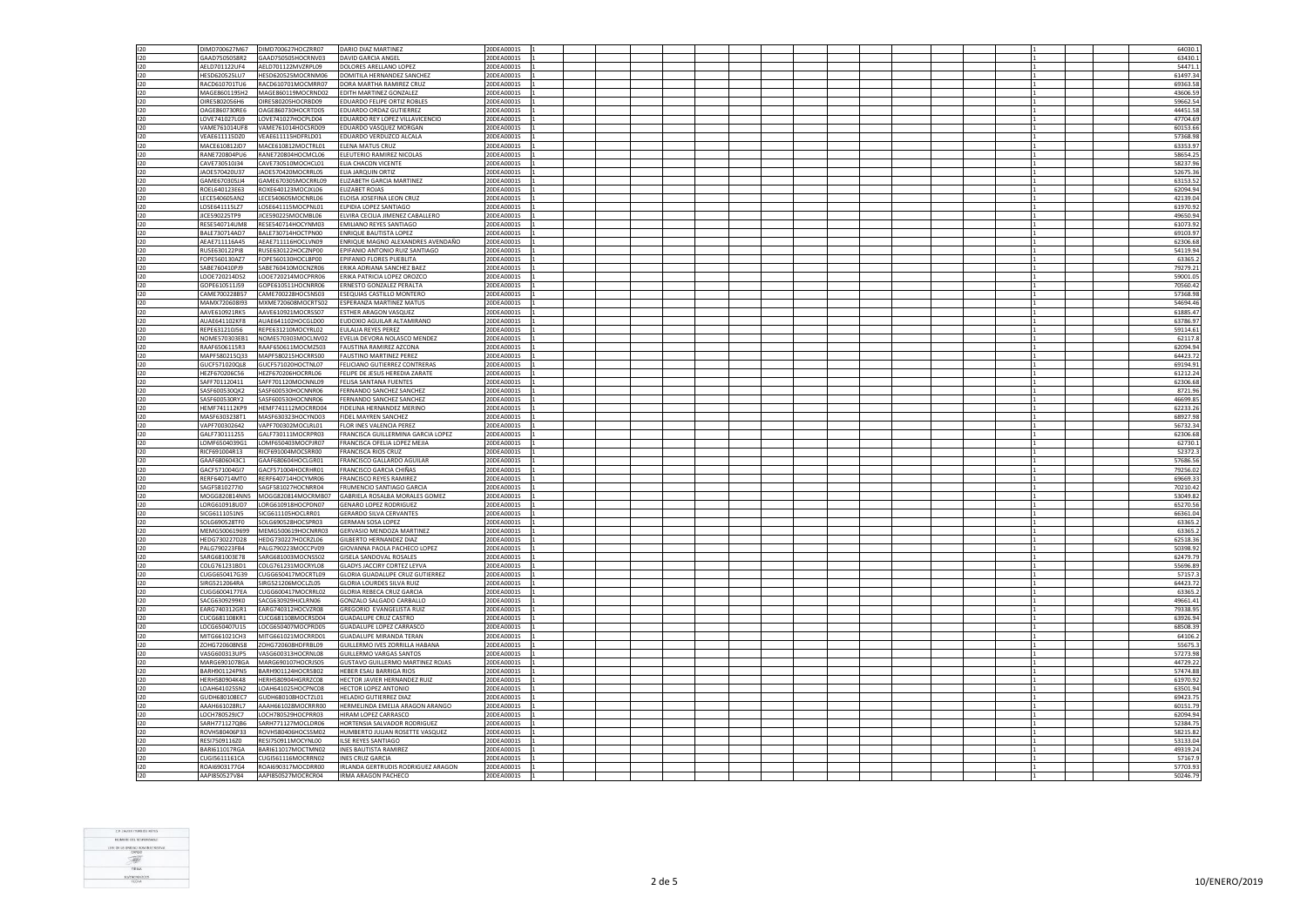| I20 | DIMD700627M67 | DIMD700627HOCZRR07 | DARIO DIAZ MARTINEZ | 20DEA0001S | 1 | | | | | | | | | | | | | | 1 | | 64030.1 |
|---|---|---|---|---|---|---|---|---|---|---|---|---|---|---|---|---|---|---|---|---|---|
| I20 | GAAD7505058R2 | GAAD750505HOCRNV03 | DAVID GARCIA ANGEL | 20DEA0001S | 1 | | | | | | | | | | | | | | 1 | | 63430.1 |
| I20 | AELD701122UF4 | AELD701122MVZRPL09 | DOLORES ARELLANO LOPEZ | 20DEA0001S | 1 | | | | | | | | | | | | | | 1 | | 54471.1 |
| I20 | HESD620525LU7 | HESD620525MOCRNM06 | DOMITILA HERNANDEZ SANCHEZ | 20DEA0001S | 1 | | | | | | | | | | | | | | 1 | | 61497.34 |
| I20 | RACD610701TU6 | RACD610701MOCMRR07 | DORA MARTHA RAMIREZ CRUZ | 20DEA0001S | 1 | | | | | | | | | | | | | | 1 | | 69363.58 |
| I20 | MAGE860119SH2 | MAGE860119MOCRND02 | EDITH MARTINEZ GONZALEZ | 20DEA0001S | 1 | | | | | | | | | | | | | | 1 | | 43606.59 |
| I20 | OIRE5802056H6 | OIRE580205HOCRBD09 | EDUARDO FELIPE ORTIZ ROBLES | 20DEA0001S | 1 | | | | | | | | | | | | | | 1 | | 59662.54 |
| I20 | OAGE860730RE6 | OAGE860730HOCRTD05 | EDUARDO ORDAZ GUTIERREZ | 20DEA0001S | 1 | | | | | | | | | | | | | | 1 | | 44451.58 |
| I20 | LOVE741027LG9 | LOVE741027HOCPLD04 | EDUARDO REY LOPEZ VILLAVICENCIO | 20DEA0001S | 1 | | | | | | | | | | | | | | 1 | | 47704.69 |
| I20 | VAME761014UF8 | VAME761014HOCSRD09 | EDUARDO VASQUEZ MORGAN | 20DEA0001S | 1 | | | | | | | | | | | | | | 1 | | 60153.66 |
| I20 | VEAE611115DZ0 | VEAE611115HDFRLD01 | EDUARDO VERDUZCO ALCALA | 20DEA0001S | 1 | | | | | | | | | | | | | | 1 | | 57368.98 |
| I20 | MACE610812JD7 | MACE610812MOCTRL01 | ELENA MATUS CRUZ | 20DEA0001S | 1 | | | | | | | | | | | | | | 1 | | 63353.97 |
| I20 | RANE720804PU6 | RANE720804HOCMCL06 | ELEUTERIO RAMIREZ NICOLAS | 20DEA0001S | 1 | | | | | | | | | | | | | | 1 | | 58654.25 |
| I20 | CAVE730510IJ4 | CAVE730510MOCHCL01 | ELIA CHACON VICENTE | 20DEA0001S | 1 | | | | | | | | | | | | | | 1 | | 58237.96 |
| I20 | JAOE570420U37 | JAOE570420MOCRRL05 | ELIA JARQUIN ORTIZ | 20DEA0001S | 1 | | | | | | | | | | | | | | 1 | | 52675.36 |
| I20 | GAME670305IJ4 | GAME670305MOCRRL09 | ELIZABETH GARCIA MARTINEZ | 20DEA0001S | 1 | | | | | | | | | | | | | | 1 | | 63153.52 |
| I20 | ROEL640123E63 | ROXE640123MOCJXL06 | ELIZABET ROJAS | 20DEA0001S | 1 | | | | | | | | | | | | | | 1 | | 62094.94 |
| I20 | LECE540605AN2 | LECE540605MOCNRL06 | ELOISA JOSEFINA LEON CRUZ | 20DEA0001S | 1 | | | | | | | | | | | | | | 1 | | 42139.04 |
| I20 | LOSE641115LZ7 | LOSE641115MOCPNL01 | ELPIDIA LOPEZ SANTIAGO | 20DEA0001S | 1 | | | | | | | | | | | | | | 1 | | 61970.92 |
| I20 | JICE590225TP9 | JICE590225MOCMBL06 | ELVIRA CECILIA JIMENEZ CABALLERO | 20DEA0001S | 1 | | | | | | | | | | | | | | 1 | | 49650.94 |
| I20 | RESE540714UM8 | RESE540714HOCYNM03 | EMILIANO REYES SANTIAGO | 20DEA0001S | 1 | | | | | | | | | | | | | | 1 | | 61073.92 |
| I20 | BALE730714AD7 | BALE730714HOCTPN00 | ENRIQUE BAUTISTA LOPEZ | 20DEA0001S | 1 | | | | | | | | | | | | | | 1 | | 69103.97 |
| I20 | AEAE711116A45 | AEAE711116HOCLVN09 | ENRIQUE MAGNO ALEXANDRES AVENDAÑO | 20DEA0001S | 1 | | | | | | | | | | | | | | 1 | | 62306.68 |
| I20 | RUSE630122PI8 | RUSE630122HOCZNP00 | EPIFANIO ANTONIO RUIZ SANTIAGO | 20DEA0001S | 1 | | | | | | | | | | | | | | 1 | | 54119.94 |
| I20 | FOPE560130AZ7 | FOPE560130HOCLBP00 | EPIFANIO FLORES PUEBLITA | 20DEA0001S | 1 | | | | | | | | | | | | | | 1 | | 63365.2 |
| I20 | SABE760410PJ9 | SABE760410MOCNZR06 | ERIKA ADRIANA SANCHEZ BAEZ | 20DEA0001S | 1 | | | | | | | | | | | | | | 1 | | 79279.21 |
| I20 | LOOE720214DS2 | LOOE720214MOCPRR06 | ERIKA PATRICIA LOPEZ OROZCO | 20DEA0001S | 1 | | | | | | | | | | | | | | 1 | | 59001.05 |
| I20 | GOPE610511JS9 | GOPE610511HOCNRR06 | ERNESTO GONZALEZ PERALTA | 20DEA0001S | 1 | | | | | | | | | | | | | | 1 | | 70560.42 |
| I20 | CAME700228B57 | CAME700228HOCSNS03 | ESEQUIAS CASTILLO MONTERO | 20DEA0001S | 1 | | | | | | | | | | | | | | 1 | | 57368.98 |
| I20 | MAMX720608I93 | MXME720608MOCRTS02 | ESPERANZA MARTINEZ MATUS | 20DEA0001S | 1 | | | | | | | | | | | | | | 1 | | 54694.46 |
| I20 | AAVE610921RK5 | AAVE610921MOCRSS07 | ESTHER ARAGON VASQUEZ | 20DEA0001S | 1 | | | | | | | | | | | | | | 1 | | 61885.47 |
| I20 | AUAE641102KF8 | AUAE641102HOCGLD00 | EUDOXIO AGUILAR ALTAMIRANO | 20DEA0001S | 1 | | | | | | | | | | | | | | 1 | | 63786.97 |
| I20 | REPE631210JS6 | REPE631210MOCYRL02 | EULALIA REYES PEREZ | 20DEA0001S | 1 | | | | | | | | | | | | | | 1 | | 59114.61 |
| I20 | NOME570303EB1 | NOME570303MOCLNV02 | EVELIA DEVORA NOLASCO MENDEZ | 20DEA0001S | 1 | | | | | | | | | | | | | | 1 | | 62117.8 |
| I20 | RAAF6506115R3 | RAAF650611MOCMZS03 | FAUSTINA RAMIREZ AZCONA | 20DEA0001S | 1 | | | | | | | | | | | | | | 1 | | 62094.94 |
| I20 | MAPF580215Q33 | MAPF580215HOCRRS00 | FAUSTINO MARTINEZ PEREZ | 20DEA0001S | 1 | | | | | | | | | | | | | | 1 | | 64423.72 |
| I20 | GUCF571020QL8 | GUCF571020HOCTNL07 | FELICIANO GUTIERREZ CONTRERAS | 20DEA0001S | 1 | | | | | | | | | | | | | | 1 | | 69194.91 |
| I20 | HEZF670206C56 | HEZF670206HOCRRL06 | FELIPE DE JESUS HEREDIA ZARATE | 20DEA0001S | 1 | | | | | | | | | | | | | | 1 | | 61212.24 |
| I20 | SAFF701120411 | SAFF701120MOCNNL09 | FELISA SANTANA FUENTES | 20DEA0001S | 1 | | | | | | | | | | | | | | 1 | | 62306.68 |
| I20 | SASF600530QK2 | SASF600530HOCNNR06 | FERNANDO SANCHEZ SANCHEZ | 20DEA0001S | 1 | | | | | | | | | | | | | | 1 | | 8721.96 |
| I20 | SASF600530RY2 | SASF600530HOCNNR06 | FERNANDO SANCHEZ SANCHEZ | 20DEA0001S | 1 | | | | | | | | | | | | | | 1 | | 46699.85 |
| I20 | HEMF741112KP9 | HEMF741112MOCRRD04 | FIDELINA HERNANDEZ MERINO | 20DEA0001S | 1 | | | | | | | | | | | | | | 1 | | 62233.26 |
| I20 | MASF6303238T1 | MASF630323HOCYND03 | FIDEL MAYREN SANCHEZ | 20DEA0001S | 1 | | | | | | | | | | | | | | 1 | | 68927.98 |
| I20 | VAPF700302642 | VAPF700302MOCLRL01 | FLOR INES VALENCIA PEREZ | 20DEA0001S | 1 | | | | | | | | | | | | | | 1 | | 56732.34 |
| I20 | GALF730111255 | GALF730111MOCRPR03 | FRANCISCA GUILLERMINA GARCIA LOPEZ | 20DEA0001S | 1 | | | | | | | | | | | | | | 1 | | 62306.68 |
| I20 | LOMF6504039G1 | LOMF650403MOCPJR07 | FRANCISCA OFELIA LOPEZ MEJIA | 20DEA0001S | 1 | | | | | | | | | | | | | | 1 | | 62730.1 |
| I20 | RICF691004R13 | RICF691004MOCSRR00 | FRANCISCA RIOS CRUZ | 20DEA0001S | 1 | | | | | | | | | | | | | | 1 | | 52372.3 |
| I20 | GAAF6806043C1 | GAAF680604HOCLGR01 | FRANCISCO GALLARDO AGUILAR | 20DEA0001S | 1 | | | | | | | | | | | | | | 1 | | 57686.56 |
| I20 | GACF571004GI7 | GACF571004HOCRHR01 | FRANCISCO GARCIA CHIÑAS | 20DEA0001S | 1 | | | | | | | | | | | | | | 1 | | 79256.02 |
| I20 | RERF640714MT0 | RERF640714HOCYMR06 | FRANCISCO REYES RAMIREZ | 20DEA0001S | 1 | | | | | | | | | | | | | | 1 | | 69669.33 |
| I20 | SAGF5810277I0 | SAGF581027HOCNRR04 | FRUMENCIO SANTIAGO GARCIA | 20DEA0001S | 1 | | | | | | | | | | | | | | 1 | | 70210.42 |
| I20 | MOGG820814NN5 | MOGG820814MOCRMB07 | GABRIELA ROSALBA MORALES GOMEZ | 20DEA0001S | 1 | | | | | | | | | | | | | | 1 | | 53049.82 |
| I20 | LORG610918UD7 | LORG610918HOCPDN07 | GENARO LOPEZ RODRIGUEZ | 20DEA0001S | 1 | | | | | | | | | | | | | | 1 | | 65270.56 |
| I20 | SICG611105IN5 | SICG611105HOCLRR01 | GERARDO SILVA CERVANTES | 20DEA0001S | 1 | | | | | | | | | | | | | | 1 | | 66361.04 |
| I20 | SOLG690528TF0 | SOLG690528HOCSPR03 | GERMAN SOSA LOPEZ | 20DEA0001S | 1 | | | | | | | | | | | | | | 1 | | 63365.2 |
| I20 | MEMG500619699 | MEMG500619HOCNRR03 | GERVASIO MENDOZA MARTINEZ | 20DEA0001S | 1 | | | | | | | | | | | | | | 1 | | 63365.2 |
| I20 | HEDG730227D28 | HEDG730227HOCRZL06 | GILBERTO HERNANDEZ DIAZ | 20DEA0001S | 1 | | | | | | | | | | | | | | 1 | | 62518.36 |
| I20 | PALG790223FB4 | PALG790223MOCCPV09 | GIOVANNA PAOLA PACHECO LOPEZ | 20DEA0001S | 1 | | | | | | | | | | | | | | 1 | | 50398.92 |
| I20 | SARG681003E78 | SARG681003MOCNSS02 | GISELA SANDOVAL ROSALES | 20DEA0001S | 1 | | | | | | | | | | | | | | 1 | | 62479.79 |
| I20 | COLG761231BD1 | COLG761231MOCRYL08 | GLADYS JACCIRY CORTEZ LEYVA | 20DEA0001S | 1 | | | | | | | | | | | | | | 1 | | 55696.89 |
| I20 | CUGG650417G39 | CUGG650417MOCRTL09 | GLORIA GUADALUPE CRUZ GUTIERREZ | 20DEA0001S | 1 | | | | | | | | | | | | | | 1 | | 57157.3 |
| I20 | SIRG521206RA6 | SIRG521206MOCLZL05 | GLORIA LOURDES SILVA RUIZ | 20DEA0001S | 1 | | | | | | | | | | | | | | 1 | | 64423.72 |
| I20 | CUGG6004177EA | CUGG600417MOCRRL02 | GLORIA REBECA CRUZ GARCIA | 20DEA0001S | 1 | | | | | | | | | | | | | | 1 | | 63365.2 |
| I20 | SACG6309299K0 | SACG630929HJCLRN06 | GONZALO SALGADO CARBALLO | 20DEA0001S | 1 | | | | | | | | | | | | | | 1 | | 49661.41 |
| I20 | EARG740312GR1 | EARG740312HOCVZR08 | GREGORIO EVANGELISTA RUIZ | 20DEA0001S | 1 | | | | | | | | | | | | | | 1 | | 79338.95 |
| I20 | CUCG681108KR1 | CUCG681108MOCRSD04 | GUADALUPE CRUZ CASTRO | 20DEA0001S | 1 | | | | | | | | | | | | | | 1 | | 63926.94 |
| I20 | LOCG650407U15 | LOCG650407MOCPRD05 | GUADALUPE LOPEZ CARRASCO | 20DEA0001S | 1 | | | | | | | | | | | | | | 1 | | 68508.39 |
| I20 | MITG661021CH3 | MITG661021MOCRRD01 | GUADALUPE MIRANDA TERAN | 20DEA0001S | 1 | | | | | | | | | | | | | | 1 | | 64106.2 |
| I20 | ZOHG720608NS8 | ZOHG720608HDFRBL09 | GUILLERMO IVES ZORRILLA HABANA | 20DEA0001S | 1 | | | | | | | | | | | | | | 1 | | 55675.3 |
| I20 | VASG600313UP5 | VASG600313HOCRNL08 | GUILLERMO VARGAS SANTOS | 20DEA0001S | 1 | | | | | | | | | | | | | | 1 | | 57273.98 |
| I20 | MARG6901078GA | MARG690107HOCRJS05 | GUSTAVO GUILLERMO MARTINEZ ROJAS | 20DEA0001S | 1 | | | | | | | | | | | | | | 1 | | 44729.22 |
| I20 | BARH901124PN5 | BARH901124HOCRSB02 | HEBER ESAU BARRIGA RIOS | 20DEA0001S | 1 | | | | | | | | | | | | | | 1 | | 57474.88 |
| I20 | HERH580904K48 | HERH580904HGRRZC08 | HECTOR JAVIER HERNANDEZ RUIZ | 20DEA0001S | 1 | | | | | | | | | | | | | | 1 | | 61970.92 |
| I20 | LOAH641025SN2 | LOAH641025HOCPNC08 | HECTOR LOPEZ ANTONIO | 20DEA0001S | 1 | | | | | | | | | | | | | | 1 | | 63501.94 |
| I20 | GUDH680108EC7 | GUDH680108HOCTZL01 | HELADIO GUTIERREZ DIAZ | 20DEA0001S | 1 | | | | | | | | | | | | | | 1 | | 69423.75 |
| I20 | AAAH661028RL7 | AAAH661028MOCRRR00 | HERMELINDA EMELIA ARAGON ARANGO | 20DEA0001S | 1 | | | | | | | | | | | | | | 1 | | 60151.79 |
| I20 | LOCH780529IC7 | LOCH780529HOCPRR03 | HIRAM LOPEZ CARRASCO | 20DEA0001S | 1 | | | | | | | | | | | | | | 1 | | 62094.94 |
| I20 | SARH771127QB6 | SARH771127MOCLDR06 | HORTENSIA SALVADOR RODRIGUEZ | 20DEA0001S | 1 | | | | | | | | | | | | | | 1 | | 52384.75 |
| I20 | ROVH580406P33 | ROVH580406HOCSSM02 | HUMBERTO JULIAN ROSETTE VASQUEZ | 20DEA0001S | 1 | | | | | | | | | | | | | | 1 | | 58215.82 |
| I20 | RESI750911GZ0 | RESI750911MOCYNL00 | ILSE REYES SANTIAGO | 20DEA0001S | 1 | | | | | | | | | | | | | | 1 | | 53133.04 |
| I20 | BARI611017RGA | BARI611017MOCTMN02 | INES BAUTISTA RAMIREZ | 20DEA0001S | 1 | | | | | | | | | | | | | | 1 | | 49319.24 |
| I20 | CUGI561116ICA | CUGI561116MOCRRN02 | INES CRUZ GARCIA | 20DEA0001S | 1 | | | | | | | | | | | | | | 1 | | 57167.9 |
| I20 | ROAI6903177G4 | ROAI690317MOCDRR00 | IRLANDA GERTRUDIS RODRIGUEZ ARAGON | 20DEA0001S | 1 | | | | | | | | | | | | | | 1 | | 57703.93 |
| I20 | AAPI850527V84 | AAPI850527MOCRCR04 | IRMA ARAGON PACHECO | 20DEA0001S | 1 | | | | | | | | | | | | | | 1 | | 50246.79 |

10/ENERO/2019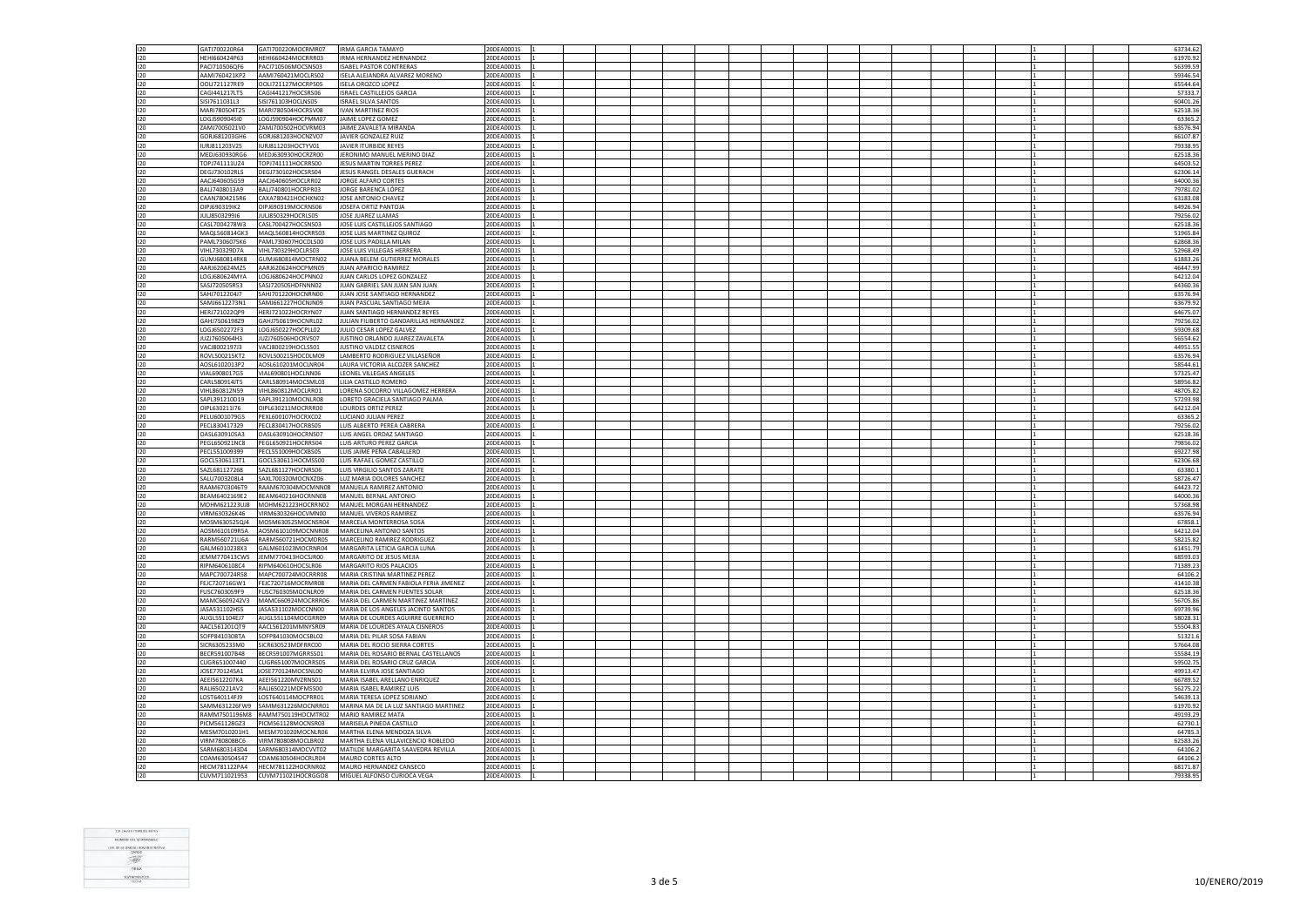| | | | | | | | | | | | | | | | | | | |
|---|---|---|---|---|---|---|---|---|---|---|---|---|---|---|---|---|---|---|
| I20 | GATI700220R64 | GATI700220MOCRMR07 | IRMA GARCIA TAMAYO | 20DEA0001S | 1 | | | | | | | | | | | 1 | | 63734.62 |
| I20 | HEHI660424P63 | HEHI660424MOCRRR03 | IRMA HERNANDEZ HERNANDEZ | 20DEA0001S | 1 | | | | | | | | | | | 1 | | 61970.92 |
| I20 | PACI710506QF6 | PACI710506MOCSNS03 | ISABEL PASTOR CONTRERAS | 20DEA0001S | 1 | | | | | | | | | | | 1 | | 56399.59 |
| I20 | AAMI760421KP2 | AAMI760421MOCLRS02 | ISELA ALEJANDRA ALVAREZ MORENO | 20DEA0001S | 1 | | | | | | | | | | | 1 | | 59346.54 |
| I20 | OOLI721127RE9 | OOLI721127MOCRPS05 | ISELA OROZCO LOPEZ | 20DEA0001S | 1 | | | | | | | | | | | 1 | | 65544.64 |
| I20 | CAGI441217LT5 | CAGI441217HOCSRS06 | ISRAEL CASTILLEJOS GARCIA | 20DEA0001S | 1 | | | | | | | | | | | 1 | | 57333.7 |
| I20 | SISI761103IL3 | SISI761103HOCLNS05 | ISRAEL SILVA SANTOS | 20DEA0001S | 1 | | | | | | | | | | | 1 | | 60401.26 |
| I20 | MARI780504T25 | MARI780504HOCRSV08 | IVAN MARTINEZ RIOS | 20DEA0001S | 1 | | | | | | | | | | | 1 | | 62518.36 |
| I20 | LOGJ590904SI0 | LOGJ590904HOCPMM07 | JAIME LOPEZ GOMEZ | 20DEA0001S | 1 | | | | | | | | | | | 1 | | 63365.2 |
| I20 | ZAMJ7005021V0 | ZAMJ700502HOCVRM03 | JAIME ZAVALETA MIRANDA | 20DEA0001S | 1 | | | | | | | | | | | 1 | | 63576.94 |
| I20 | GORJ681203GH6 | GORJ681203HOCNZV07 | JAVIER GONZALEZ RUIZ | 20DEA0001S | 1 | | | | | | | | | | | 1 | | 66107.87 |
| I20 | IURJ811203V25 | IURJ811203HOCTYV01 | JAVIER ITURBIDE REYES | 20DEA0001S | 1 | | | | | | | | | | | 1 | | 79338.95 |
| I20 | MEDJ630930RG6 | MEDJ630930HOCRZR00 | JERONIMO MANUEL MERINO DIAZ | 20DEA0001S | 1 | | | | | | | | | | | 1 | | 62518.36 |
| I20 | TOPJ741111UZ4 | TOPJ741111HOCRRS00 | JESUS MARTIN TORRES PEREZ | 20DEA0001S | 1 | | | | | | | | | | | 1 | | 64503.52 |
| I20 | DEGJ730102RL5 | DEGJ730102HOCSRS04 | JESUS RANGEL DESALES GUERACH | 20DEA0001S | 1 | | | | | | | | | | | 1 | | 62306.14 |
| I20 | AACJ640605G59 | AACJ640605HOCLRR02 | JORGE ALFARO CORTES | 20DEA0001S | 1 | | | | | | | | | | | 1 | | 64000.36 |
| I20 | BALJ7408013A9 | BALJ740801HOCRPR03 | JORGE BARENCA LÓPEZ | 20DEA0001S | 1 | | | | | | | | | | | 1 | | 79781.02 |
| I20 | CAAN7804215R6 | CAXA780421HOCHXN02 | JOSE ANTONIO CHAVEZ | 20DEA0001S | 1 | | | | | | | | | | | 1 | | 63183.08 |
| I20 | OIPJ690319IK2 | OIPJ690319MOCRNS06 | JOSEFA ORTIZ PANTOJA | 20DEA0001S | 1 | | | | | | | | | | | 1 | | 64926.94 |
| I20 | JULJ8503299J6 | JULJ850329HOCRLS05 | JOSE JUAREZ LLAMAS | 20DEA0001S | 1 | | | | | | | | | | | 1 | | 79256.02 |
| I20 | CASL7004278W3 | CASL700427HOCSNS03 | JOSE LUIS CASTILLEJOS SANTIAGO | 20DEA0001S | 1 | | | | | | | | | | | 1 | | 62518.36 |
| I20 | MAQL560814GK3 | MAQL560814HOCRRS03 | JOSE LUIS MARTINEZ QUIROZ | 20DEA0001S | 1 | | | | | | | | | | | 1 | | 51965.84 |
| I20 | PAML730607SK6 | PAML730607HOCDLS00 | JOSE LUIS PADILLA MILAN | 20DEA0001S | 1 | | | | | | | | | | | 1 | | 62868.36 |
| I20 | VIHL730329D7A | VIHL730329HOCLRS03 | JOSE LUIS VILLEGAS HERRERA | 20DEA0001S | 1 | | | | | | | | | | | 1 | | 52968.49 |
| I20 | GUMJ680814RK8 | GUMJ680814MOCTRN02 | JUANA BELEM GUTIERREZ MORALES | 20DEA0001S | 1 | | | | | | | | | | | 1 | | 61883.26 |
| I20 | AARJ620624MZ5 | AARJ620624HOCPMN05 | JUAN APARICIO RAMIREZ | 20DEA0001S | 1 | | | | | | | | | | | 1 | | 46447.99 |
| I20 | LOGJ680624MYA | LOGJ680624HOCPNN02 | JUAN CARLOS LOPEZ GONZALEZ | 20DEA0001S | 1 | | | | | | | | | | | 1 | | 64212.04 |
| I20 | SASJ720505R53 | SASJ720505HDFNNN02 | JUAN GABRIEL SAN JUAN SAN JUAN | 20DEA0001S | 1 | | | | | | | | | | | 1 | | 64360.36 |
| I20 | SAHJ7012204I7 | SAHJ701220HOCNRN00 | JUAN JOSE SANTIAGO HERNANDEZ | 20DEA0001S | 1 | | | | | | | | | | | 1 | | 63576.94 |
| I20 | SAMJ6612273N1 | SAMJ661227HOCNJN09 | JUAN PASCUAL SANTIAGO MEJIA | 20DEA0001S | 1 | | | | | | | | | | | 1 | | 63679.92 |
| I20 | HERJ721022QP9 | HERJ721022HOCRYN07 | JUAN SANTIAGO HERNANDEZ REYES | 20DEA0001S | 1 | | | | | | | | | | | 1 | | 64675.07 |
| I20 | GAHJ7506198Z9 | GAHJ750619HOCNRL02 | JULIAN FILIBERTO GANDARILLAS HERNANDEZ | 20DEA0001S | 1 | | | | | | | | | | | 1 | | 79256.02 |
| I20 | LOGJ6502272F3 | LOGJ650227HOCPLL02 | JULIO CESAR LOPEZ GALVEZ | 20DEA0001S | 1 | | | | | | | | | | | 1 | | 59309.68 |
| I20 | JUZJ7605064H3 | JUZJ760506HOCRVS07 | JUSTINO ORLANDO JUAREZ ZAVALETA | 20DEA0001S | 1 | | | | | | | | | | | 1 | | 56554.62 |
| I20 | VACJ8002197J3 | VACJ800219HOCLSS01 | JUSTINO VALDEZ CISNEROS | 20DEA0001S | 1 | | | | | | | | | | | 1 | | 44951.55 |
| I20 | ROVL500215KT2 | ROVL500215HOCDLM09 | LAMBERTO RODRIGUEZ VILLASEÑOR | 20DEA0001S | 1 | | | | | | | | | | | 1 | | 63576.94 |
| I20 | AOSL6102013P2 | AOSL610201MOCLNR04 | LAURA VICTORIA ALCOZER SANCHEZ | 20DEA0001S | 1 | | | | | | | | | | | 1 | | 58544.61 |
| I20 | VIAL6908017G5 | VIAL690801HOCLNN06 | LEONEL VILLEGAS ANGELES | 20DEA0001S | 1 | | | | | | | | | | | 1 | | 57325.47 |
| I20 | CARL580914JT5 | CARL580914MOCSML03 | LILIA CASTILLO ROMERO | 20DEA0001S | 1 | | | | | | | | | | | 1 | | 58956.82 |
| I20 | VIHL860812N59 | VIHL860812MOCLRR01 | LORENA SOCORRO VILLAGOMEZ HERRERA | 20DEA0001S | 1 | | | | | | | | | | | 1 | | 48705.82 |
| I20 | SAPL391210D19 | SAPL391210MOCNLR08 | LORETO GRACIELA SANTIAGO PALMA | 20DEA0001S | 1 | | | | | | | | | | | 1 | | 57293.98 |
| I20 | OIPL630211I76 | OIPL630211MOCRRR00 | LOURDES ORTIZ PEREZ | 20DEA0001S | 1 | | | | | | | | | | | 1 | | 64212.04 |
| I20 | PELU6001079G5 | PEXL600107HOCRXC02 | LUCIANO JULIAN PEREZ | 20DEA0001S | 1 | | | | | | | | | | | 1 | | 63365.2 |
| I20 | PECL830417329 | PECL830417HOCRBS05 | LUIS ALBERTO PEREA CABRERA | 20DEA0001S | 1 | | | | | | | | | | | 1 | | 79256.02 |
| I20 | OASL630910SA3 | OASL630910HOCRNS07 | LUIS ANGEL ORDAZ SANTIAGO | 20DEA0001S | 1 | | | | | | | | | | | 1 | | 62518.36 |
| I20 | PEGL650921NC8 | PEGL650921HOCRRS04 | LUIS ARTURO PEREZ GARCIA | 20DEA0001S | 1 | | | | | | | | | | | 1 | | 79856.02 |
| I20 | PECL551009999 | PECL551009HOCXBS05 | LUIS JAIME PEÑA CABALLERO | 20DEA0001S | 1 | | | | | | | | | | | 1 | | 69227.98 |
| I20 | GOCL5306113T1 | GOCL530611HOCMSS00 | LUIS RAFAEL GOMEZ CASTILLO | 20DEA0001S | 1 | | | | | | | | | | | 1 | | 62306.68 |
| I20 | SAZL681127268 | SAZL681127HOCNRS06 | LUIS VIRGILIO SANTOS ZARATE | 20DEA0001S | 1 | | | | | | | | | | | 1 | | 63380.1 |
| I20 | SALU7003208L4 | SAXL700320MOCNXZ06 | LUZ MARIA DOLORES SANCHEZ | 20DEA0001S | 1 | | | | | | | | | | | 1 | | 58726.47 |
| I20 | RAAM6703046T9 | RAAM670304MOCMNN08 | MANUELA RAMIREZ ANTONIO | 20DEA0001S | 1 | | | | | | | | | | | 1 | | 64423.72 |
| I20 | BEAM6402169E2 | BEAM640216HOCRNN08 | MANUEL BERNAL ANTONIO | 20DEA0001S | 1 | | | | | | | | | | | 1 | | 64000.36 |
| I20 | MOHM621223UJ8 | MOHM621223HOCRRN02 | MANUEL MORGAN HERNANDEZ | 20DEA0001S | 1 | | | | | | | | | | | 1 | | 57368.98 |
| I20 | VIRM630326K46 | VIRM630326HOCVMN00 | MANUEL VIVEROS RAMIREZ | 20DEA0001S | 1 | | | | | | | | | | | 1 | | 63576.94 |
| I20 | MOSM630525QJ4 | MOSM630525MOCNSR04 | MARCELA MONTERROSA SOSA | 20DEA0001S | 1 | | | | | | | | | | | 1 | | 67858.1 |
| I20 | AOSM610109R5A | AOSM610109MOCNNR08 | MARCELINA ANTONIO SANTOS | 20DEA0001S | 1 | | | | | | | | | | | 1 | | 64212.04 |
| I20 | RARM560721U6A | RARM560721HOCMDR05 | MARCELINO RAMIREZ RODRIGUEZ | 20DEA0001S | 1 | | | | | | | | | | | 1 | | 58215.82 |
| I20 | GALM6010238X3 | GALM601023MOCRNR04 | MARGARITA LETICIA GARCIA LUNA | 20DEA0001S | 1 | | | | | | | | | | | 1 | | 61451.79 |
| I20 | JEMM770413CW5 | JEMM770413HOCSJR00 | MARGARITO DE JESUS MEJIA | 20DEA0001S | 1 | | | | | | | | | | | 1 | | 68593.03 |
| I20 | RIPM6406108C4 | RIPM640610HOCSLR06 | MARGARITO RIOS PALACIOS | 20DEA0001S | 1 | | | | | | | | | | | 1 | | 71389.23 |
| I20 | MAPC700724RS8 | MAPC700724MOCRRR08 | MARIA CRISTINA MARTINEZ PEREZ | 20DEA0001S | 1 | | | | | | | | | | | 1 | | 64106.2 |
| I20 | FEJC720716GW1 | FEJC720716MOCRMR08 | MARIA DEL CARMEN FABIOLA FERIA JIMENEZ | 20DEA0001S | 1 | | | | | | | | | | | 1 | | 41410.38 |
| I20 | FUSC7603059F9 | FUSC760305MOCNLR09 | MARIA DEL CARMEN FUENTES SOLAR | 20DEA0001S | 1 | | | | | | | | | | | 1 | | 62518.36 |
| I20 | MAMC6609242V3 | MAMC660924MOCRRR06 | MARIA DEL CARMEN MARTINEZ MARTINEZ | 20DEA0001S | 1 | | | | | | | | | | | 1 | | 56705.86 |
| I20 | JASA531102HS5 | JASA531102MOCCNN00 | MARIA DE LOS ANGELES JACINTO SANTOS | 20DEA0001S | 1 | | | | | | | | | | | 1 | | 69739.96 |
| I20 | AUGL551104EJ7 | AUGL551104MOCGRR09 | MARIA DE LOURDES AGUIRRE GUERRERO | 20DEA0001S | 1 | | | | | | | | | | | 1 | | 58028.31 |
| I20 | AACL561201QT9 | AACL561201MMNYSR09 | MARIA DE LOURDES AYALA CISNEROS | 20DEA0001S | 1 | | | | | | | | | | | 1 | | 55504.83 |
| I20 | SOFP841030BTA | SOFP841030MOCSBL02 | MARIA DEL PILAR SOSA FABIAN | 20DEA0001S | 1 | | | | | | | | | | | 1 | | 51321.6 |
| I20 | SICR6305233M0 | SICR630523MDFRRC00 | MARIA DEL ROCIO SIERRA CORTES | 20DEA0001S | 1 | | | | | | | | | | | 1 | | 57664.08 |
| I20 | BECR591007B48 | BECR591007MGRRSS01 | MARIA DEL ROSARIO BERNAL CASTELLANOS | 20DEA0001S | 1 | | | | | | | | | | | 1 | | 55584.19 |
| I20 | CUGR651007440 | CUGR651007MOCRRS05 | MARIA DEL ROSARIO CRUZ GARCIA | 20DEA0001S | 1 | | | | | | | | | | | 1 | | 59502.75 |
| I20 | JOSE770124SA1 | JOSE770124MOCSNL00 | MARIA ELVIRA JOSE SANTIAGO | 20DEA0001S | 1 | | | | | | | | | | | 1 | | 49913.47 |
| I20 | AEEI5612207KA | AEEI561220MVZRNS01 | MARIA ISABEL ARELLANO ENRIQUEZ | 20DEA0001S | 1 | | | | | | | | | | | 1 | | 66789.52 |
| I20 | RALI650221AV2 | RALI650221MDFMSS00 | MARIA ISABEL RAMIREZ LUIS | 20DEA0001S | 1 | | | | | | | | | | | 1 | | 56275.22 |
| I20 | LOST640114FJ9 | LOST640114MOCPRR01 | MARIA TERESA LOPEZ SORIANO | 20DEA0001S | 1 | | | | | | | | | | | 1 | | 54639.13 |
| I20 | SAMM631226FW9 | SAMM631226MOCNRR01 | MARINA MA DE LA LUZ SANTIAGO MARTINEZ | 20DEA0001S | 1 | | | | | | | | | | | 1 | | 61970.92 |
| I20 | RAMM7501196M8 | RAMM750119HOCMTR02 | MARIO RAMIREZ MATA | 20DEA0001S | 1 | | | | | | | | | | | 1 | | 49193.29 |
| I20 | PICM561128GZ3 | PICM561128MOCNSR03 | MARISELA PINEDA CASTILLO | 20DEA0001S | 1 | | | | | | | | | | | 1 | | 62730.1 |
| I20 | MESM7010201H1 | MESM701020MOCNLR06 | MARTHA ELENA MENDOZA SILVA | 20DEA0001S | 1 | | | | | | | | | | | 1 | | 64785.3 |
| I20 | VIRM780808BC6 | VIRM780808MOCLBR02 | MARTHA ELENA VILLAVICENCIO ROBLEDO | 20DEA0001S | 1 | | | | | | | | | | | 1 | | 62583.26 |
| I20 | SARM6803143D4 | SARM680314MOCVVT02 | MATILDE MARGARITA SAAVEDRA REVILLA | 20DEA0001S | 1 | | | | | | | | | | | 1 | | 64106.2 |
| I20 | COAM630504S47 | COAM630504HOCRLR04 | MAURO CORTES ALTO | 20DEA0001S | 1 | | | | | | | | | | | 1 | | 64106.2 |
| I20 | HECM781122PA4 | HECM781122HOCRNR02 | MAURO HERNANDEZ CANSECO | 20DEA0001S | 1 | | | | | | | | | | | 1 | | 68171.87 |
| I20 | CUVM711021953 | CUVM711021HOCRGG08 | MIGUEL ALFONSO CURIOCA VEGA | 20DEA0001S | 1 | | | | | | | | | | | 1 | | 79338.95 |

10/ENERO/2019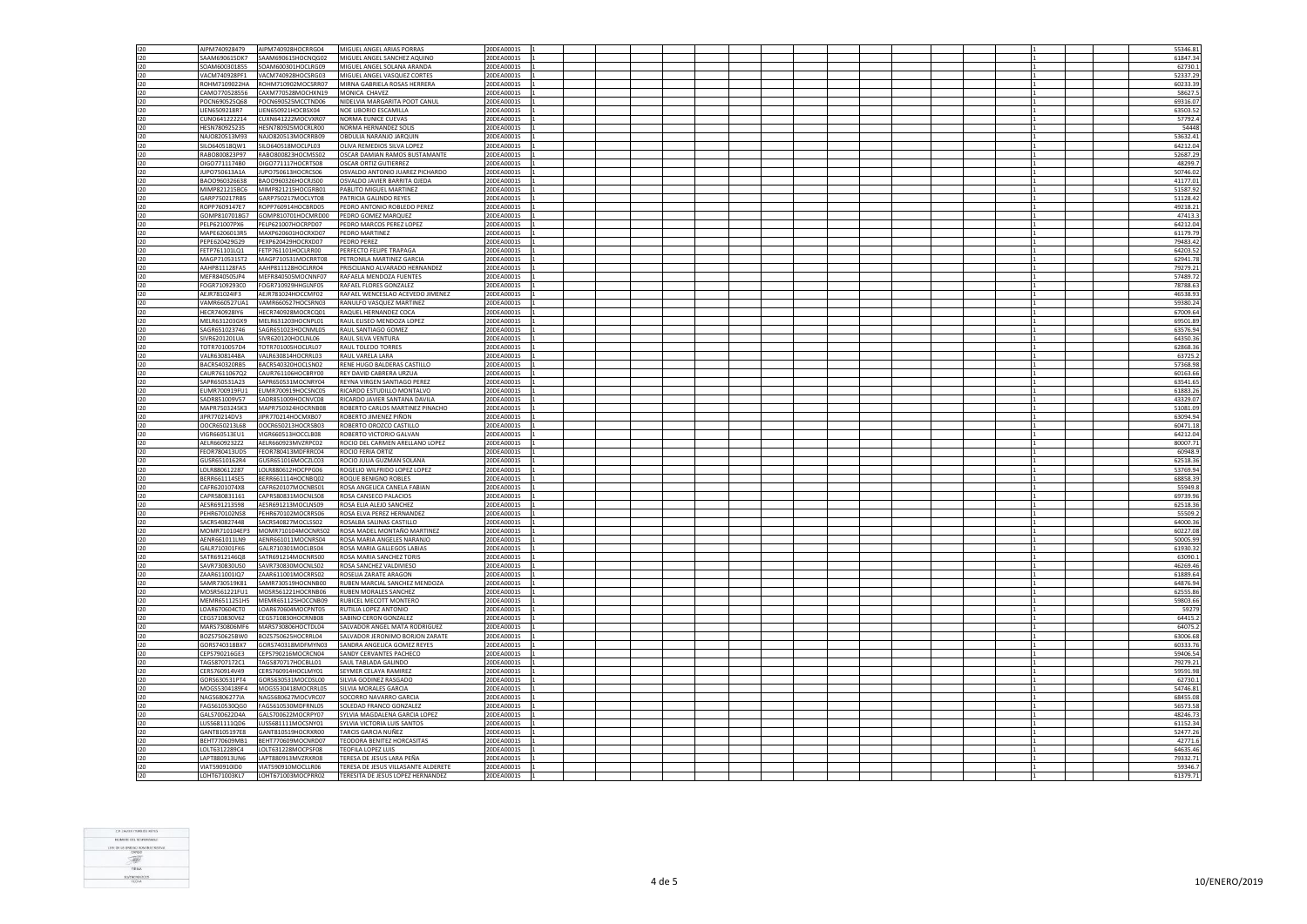| | | | | | | | | | | | | | | | | | | | | | | |
|---|---|---|---|---|---|---|---|---|---|---|---|---|---|---|---|---|---|---|---|---|---|---|
| I20 | AIPM740928479 | AIPM740928HOCRRG04 | MIGUEL ANGEL ARIAS PORRAS | 20DEA0001S | 1 | | | | | | | | | | | | | | | 1 | | 55346.81 |
| I20 | SAAM690615DK7 | SAAM690615HOCNQG02 | MIGUEL ANGEL SANCHEZ AQUINO | 20DEA0001S | 1 | | | | | | | | | | | | | | | 1 | | 61847.34 |
| I20 | SOAM6003018S5 | SOAM600301HOCLRG09 | MIGUEL ANGEL SOLANA ARANDA | 20DEA0001S | 1 | | | | | | | | | | | | | | | 1 | | 62730.1 |
| I20 | VACM740928PF1 | VACM740928HOCSRG03 | MIGUEL ANGEL VASQUEZ CORTES | 20DEA0001S | 1 | | | | | | | | | | | | | | | 1 | | 52337.29 |
| I20 | ROHM7109022HA | ROHM710902MOCSRR07 | MIRNA GABRIELA ROSAS HERRERA | 20DEA0001S | 1 | | | | | | | | | | | | | | | 1 | | 60233.39 |
| I20 | CAMO770528556 | CAXM770528MOCHXN19 | MONICA CHAVEZ | 20DEA0001S | 1 | | | | | | | | | | | | | | | 1 | | 58627.5 |
| I20 | POCN690525Q68 | POCN690525MCCTND06 | NIDELVIA MARGARITA POOT CANUL | 20DEA0001S | 1 | | | | | | | | | | | | | | | 1 | | 69316.07 |
| I20 | LIEN6509218R7 | LIEN650921HOCBSX04 | NOE LIBORIO ESCAMILLA | 20DEA0001S | 1 | | | | | | | | | | | | | | | 1 | | 63503.52 |
| I20 | CUNO641222214 | CUXN641222MOCVXR07 | NORMA EUNICE CUEVAS | 20DEA0001S | 1 | | | | | | | | | | | | | | | 1 | | 57792.4 |
| I20 | HESN780925235 | HESN780925MOCRLR00 | NORMA HERNANDEZ SOLIS | 20DEA0001S | 1 | | | | | | | | | | | | | | | 1 | | 54448 |
| I20 | NAJO820513M93 | NAJO820513MOCRRB09 | OBDULIA NARANJO JARQUIN | 20DEA0001S | 1 | | | | | | | | | | | | | | | 1 | | 53632.41 |
| I20 | SILO640518QW1 | SILO640518MOCLPL03 | OLIVA REMEDIOS SILVA LOPEZ | 20DEA0001S | 1 | | | | | | | | | | | | | | | 1 | | 64212.04 |
| I20 | RABO800823P97 | RABO800823HOCMSS02 | OSCAR DAMIAN RAMOS BUSTAMANTE | 20DEA0001S | 1 | | | | | | | | | | | | | | | 1 | | 52687.29 |
| I20 | OIGO7711174B0 | OIGO771117HOCRTS08 | OSCAR ORTIZ GUTIERREZ | 20DEA0001S | 1 | | | | | | | | | | | | | | | 1 | | 48299.7 |
| I20 | JUPO750613A1A | JUPO750613HOCRCS06 | OSVALDO ANTONIO JUAREZ PICHARDO | 20DEA0001S | 1 | | | | | | | | | | | | | | | 1 | | 50746.02 |
| I20 | BAOO960326638 | BAOO960326HOCRJS00 | OSVALDO JAVIER BARRITA OJEDA | 20DEA0001S | 1 | | | | | | | | | | | | | | | 1 | | 41177.01 |
| I20 | MIMP821215BC6 | MIMP821215HOCGRB01 | PABLITO MIGUEL MARTINEZ | 20DEA0001S | 1 | | | | | | | | | | | | | | | 1 | | 51587.92 |
| I20 | GARP750217RB5 | GARP750217MOCLYT08 | PATRICIA GALINDO REYES | 20DEA0001S | 1 | | | | | | | | | | | | | | | 1 | | 51128.42 |
| I20 | ROPP7609147E7 | ROPP760914HOCBRD05 | PEDRO ANTONIO ROBLEDO PEREZ | 20DEA0001S | 1 | | | | | | | | | | | | | | | 1 | | 49218.21 |
| I20 | GOMP8107018G7 | GOMP810701HOCMRD00 | PEDRO GOMEZ MARQUEZ | 20DEA0001S | 1 | | | | | | | | | | | | | | | 1 | | 47413.3 |
| I20 | PELP621007PX6 | PELP621007HOCRPD07 | PEDRO MARCOS PEREZ LOPEZ | 20DEA0001S | 1 | | | | | | | | | | | | | | | 1 | | 64212.04 |
| I20 | MAPE6206013R5 | MAXP620601HOCRXD07 | PEDRO MARTINEZ | 20DEA0001S | 1 | | | | | | | | | | | | | | | 1 | | 61179.79 |
| I20 | PEPE620429G29 | PEXP620429HOCRXD07 | PEDRO PEREZ | 20DEA0001S | 1 | | | | | | | | | | | | | | | 1 | | 79483.42 |
| I20 | FETP761101LQ1 | FETP761101HOCLRR00 | PERFECTO FELIPE TRAPAGA | 20DEA0001S | 1 | | | | | | | | | | | | | | | 1 | | 64203.52 |
| I20 | MAGP710531ST2 | MAGP710531MOCRRT08 | PETRONILA MARTINEZ GARCIA | 20DEA0001S | 1 | | | | | | | | | | | | | | | 1 | | 62941.78 |
| I20 | AAHP811128FA5 | AAHP811128HOCLRR04 | PRISCILIANO ALVARADO HERNANDEZ | 20DEA0001S | 1 | | | | | | | | | | | | | | | 1 | | 79279.21 |
| I20 | MEFR840505JP4 | MEFR840505MOCNNF07 | RAFAELA MENDOZA FUENTES | 20DEA0001S | 1 | | | | | | | | | | | | | | | 1 | | 57489.72 |
| I20 | FOGR7109293C0 | FOGR710929HHGLNF05 | RAFAEL FLORES GONZALEZ | 20DEA0001S | 1 | | | | | | | | | | | | | | | 1 | | 78788.63 |
| I20 | AEJR781024IF3 | AEJR781024HOCCMF02 | RAFAEL WENCESLAO ACEVEDO JIMENEZ | 20DEA0001S | 1 | | | | | | | | | | | | | | | 1 | | 46538.93 |
| I20 | VAMR660527UA1 | VAMR660527HOCSRN03 | RANULFO VASQUEZ MARTINEZ | 20DEA0001S | 1 | | | | | | | | | | | | | | | 1 | | 59380.24 |
| I20 | HECR740928IY6 | HECR740928MOCRCQ01 | RAQUEL HERNANDEZ COCA | 20DEA0001S | 1 | | | | | | | | | | | | | | | 1 | | 67009.64 |
| I20 | MELR631203GX9 | MELR631203HOCNPL01 | RAUL ELISEO MENDOZA LOPEZ | 20DEA0001S | 1 | | | | | | | | | | | | | | | 1 | | 69501.89 |
| I20 | SAGR651023746 | SAGR651023HOCNML05 | RAUL SANTIAGO GOMEZ | 20DEA0001S | 1 | | | | | | | | | | | | | | | 1 | | 63576.94 |
| I20 | SIVR6201201UA | SIVR620120HOCLNL06 | RAUL SILVA VENTURA | 20DEA0001S | 1 | | | | | | | | | | | | | | | 1 | | 64350.36 |
| I20 | TOTR7010057D4 | TOTR701005HOCLRL07 | RAUL TOLEDO TORRES | 20DEA0001S | 1 | | | | | | | | | | | | | | | 1 | | 62868.36 |
| I20 | VALR63081448A | VALR630814HOCRRL03 | RAUL VARELA LARA | 20DEA0001S | 1 | | | | | | | | | | | | | | | 1 | | 63725.2 |
| I20 | BACR540320RB5 | BACR540320HOCLSN02 | RENE HUGO BALDERAS CASTILLO | 20DEA0001S | 1 | | | | | | | | | | | | | | | 1 | | 57368.98 |
| I20 | CAUR7611067Q2 | CAUR761106HOCBRY00 | REY DAVID CABRERA URZUA | 20DEA0001S | 1 | | | | | | | | | | | | | | | 1 | | 60163.66 |
| I20 | SAPR650531A23 | SAPR650531MOCNRY04 | REYNA VIRGEN SANTIAGO PEREZ | 20DEA0001S | 1 | | | | | | | | | | | | | | | 1 | | 63541.65 |
| I20 | EUMR700919FU1 | EUMR700919HOCSNC05 | RICARDO ESTUDILLO MONTALVO | 20DEA0001S | 1 | | | | | | | | | | | | | | | 1 | | 61883.26 |
| I20 | SADR851009V57 | SADR851009HOCNVC08 | RICARDO JAVIER SANTANA DAVILA | 20DEA0001S | 1 | | | | | | | | | | | | | | | 1 | | 43329.07 |
| I20 | MAPR7503245K3 | MAPR750324HOCRNB08 | ROBERTO CARLOS MARTINEZ PINACHO | 20DEA0001S | 1 | | | | | | | | | | | | | | | 1 | | 51081.09 |
| I20 | JIPR770214DV3 | JIPR770214HOCMXB07 | ROBERTO JIMENEZ PIÑON | 20DEA0001S | 1 | | | | | | | | | | | | | | | 1 | | 63094.94 |
| I20 | OOCR650213L68 | OOCR650213HOCRSB03 | ROBERTO OROZCO CASTILLO | 20DEA0001S | 1 | | | | | | | | | | | | | | | 1 | | 60471.18 |
| I20 | VIGR660513EU1 | VIGR660513HOCCLB08 | ROBERTO VICTORIO GALVAN | 20DEA0001S | 1 | | | | | | | | | | | | | | | 1 | | 64212.04 |
| I20 | AELR6609232Z2 | AELR660923MVZRPC02 | ROCIO DEL CARMEN ARELLANO LOPEZ | 20DEA0001S | 1 | | | | | | | | | | | | | | | 1 | | 80007.71 |
| I20 | FEOR780413UD5 | FEOR780413MDFRRC04 | ROCIO FERIA ORTIZ | 20DEA0001S | 1 | | | | | | | | | | | | | | | 1 | | 60948.9 |
| I20 | GUSR6510162R4 | GUSR651016MOCZLC03 | ROCIO JULIA GUZMAN SOLANA | 20DEA0001S | 1 | | | | | | | | | | | | | | | 1 | | 62518.36 |
| I20 | LOLR880612287 | LOLR880612HOCPPG06 | ROGELIO WILFRIDO LOPEZ LOPEZ | 20DEA0001S | 1 | | | | | | | | | | | | | | | 1 | | 53769.94 |
| I20 | BERR661114SE5 | BERR661114HOCNBQ02 | ROQUE BENIGNO ROBLES | 20DEA0001S | 1 | | | | | | | | | | | | | | | 1 | | 68858.39 |
| I20 | CAFR6201074X8 | CAFR620107MOCNBS01 | ROSA ANGELICA CANELA FABIAN | 20DEA0001S | 1 | | | | | | | | | | | | | | | 1 | | 55949.8 |
| I20 | CAPR580831161 | CAPR580831MOCNLS08 | ROSA CANSECO PALACIOS | 20DEA0001S | 1 | | | | | | | | | | | | | | | 1 | | 69739.96 |
| I20 | AESR691213598 | AESR691213MOCLNS09 | ROSA ELIA ALEJO SANCHEZ | 20DEA0001S | 1 | | | | | | | | | | | | | | | 1 | | 62518.36 |
| I20 | PEHR670102NS8 | PEHR670102MOCRRS06 | ROSA ELVA PEREZ HERNANDEZ | 20DEA0001S | 1 | | | | | | | | | | | | | | | 1 | | 55509.2 |
| I20 | SACR540827448 | SACR540827MOCLSS02 | ROSALBA SALINAS CASTILLO | 20DEA0001S | 1 | | | | | | | | | | | | | | | 1 | | 64000.36 |
| I20 | MOMR710104EP3 | MOMR710104MOCNRS02 | ROSA MADEL MONTAÑO MARTINEZ | 20DEA0001S | 1 | | | | | | | | | | | | | | | 1 | | 60227.08 |
| I20 | AENR661011LM9 | AENR661011MOCNRS04 | ROSA MARIA ANGELES NARANJO | 20DEA0001S | 1 | | | | | | | | | | | | | | | 1 | | 50005.99 |
| I20 | GALR710301FK6 | GALR710301MOCLBS04 | ROSA MARIA GALLEGOS LABIAS | 20DEA0001S | 1 | | | | | | | | | | | | | | | 1 | | 61930.32 |
| I20 | SATR6912146Q8 | SATR691214MOCNRS00 | ROSA MARIA SANCHEZ TORIS | 20DEA0001S | 1 | | | | | | | | | | | | | | | 1 | | 63090.1 |
| I20 | SAVR730830US0 | SAVR730830MOCNLS02 | ROSA SANCHEZ VALDIVIESO | 20DEA0001S | 1 | | | | | | | | | | | | | | | 1 | | 46269.46 |
| I20 | ZAAR611001IQ7 | ZAAR611001MOCRRS02 | ROSELIA ZARATE ARAGON | 20DEA0001S | 1 | | | | | | | | | | | | | | | 1 | | 61889.64 |
| I20 | SAMR730519K81 | SAMR730519HOCNNB00 | RUBEN MARCIAL SANCHEZ MENDOZA | 20DEA0001S | 1 | | | | | | | | | | | | | | | 1 | | 64876.94 |
| I20 | MOSR561221FU1 | MOSR561221HOCRNB06 | RUBEN MORALES SANCHEZ | 20DEA0001S | 1 | | | | | | | | | | | | | | | 1 | | 62555.86 |
| I20 | MEMR6511251H5 | MEMR651125HOCCNB09 | RUBICEL MECOTT MONTERO | 20DEA0001S | 1 | | | | | | | | | | | | | | | 1 | | 59803.66 |
| I20 | LOAR670604CT0 | LOAR670604MOCPNT05 | RUTILIA LOPEZ ANTONIO | 20DEA0001S | 1 | | | | | | | | | | | | | | | 1 | | 59279 |
| I20 | CEGS710830V62 | CEGS710830HOCRNB08 | SABINO CERON GONZALEZ | 20DEA0001S | 1 | | | | | | | | | | | | | | | 1 | | 64415.2 |
| I20 | MARS730806MF6 | MARS730806HOCTDL04 | SALVADOR ANGEL MATA RODRIGUEZ | 20DEA0001S | 1 | | | | | | | | | | | | | | | 1 | | 64075.2 |
| I20 | BOZS750625BW0 | BOZS750625HOCRRL04 | SALVADOR JERONIMO BORJON ZARATE | 20DEA0001S | 1 | | | | | | | | | | | | | | | 1 | | 63006.68 |
| I20 | GORS740318BX7 | GORS740318MDFMYN03 | SANDRA ANGELICA GOMEZ REYES | 20DEA0001S | 1 | | | | | | | | | | | | | | | 1 | | 60333.76 |
| I20 | CEPS790216GE3 | CEPS790216MOCRCN04 | SANDY CERVANTES PACHECO | 20DEA0001S | 1 | | | | | | | | | | | | | | | 1 | | 59406.54 |
| I20 | TAGS8707172C1 | TAGS870717HOCBLL01 | SAUL TABLADA GALINDO | 20DEA0001S | 1 | | | | | | | | | | | | | | | 1 | | 79279.21 |
| I20 | CERS760914V49 | CERS760914HOCLMY01 | SEYMER CELAYA RAMIREZ | 20DEA0001S | 1 | | | | | | | | | | | | | | | 1 | | 59591.98 |
| I20 | GORS630531PT4 | GORS630531MOCDSL00 | SILVIA GODINEZ RASGADO | 20DEA0001S | 1 | | | | | | | | | | | | | | | 1 | | 62730.1 |
| I20 | MOGS5304189F4 | MOGS530418MOCRRL05 | SILVIA MORALES GARCIA | 20DEA0001S | 1 | | | | | | | | | | | | | | | 1 | | 54746.81 |
| I20 | NAGS6806277IA | NAGS680627MOCVRC07 | SOCORRO NAVARRO GARCIA | 20DEA0001S | 1 | | | | | | | | | | | | | | | 1 | | 68455.08 |
| I20 | FAGS610530QG0 | FAGS610530MDFRNL05 | SOLEDAD FRANCO GONZALEZ | 20DEA0001S | 1 | | | | | | | | | | | | | | | 1 | | 56573.58 |
| I20 | GALS700622D4A | GALS700622MOCRPY07 | SYLVIA MAGDALENA GARCIA LOPEZ | 20DEA0001S | 1 | | | | | | | | | | | | | | | 1 | | 48246.73 |
| I20 | LUSS681111QD6 | LUSS681111MOCSNY01 | SYLVIA VICTORIA LUIS SANTOS | 20DEA0001S | 1 | | | | | | | | | | | | | | | 1 | | 61152.34 |
| I20 | GANT8105197E8 | GANT810519HOCRXR00 | TARCIS GARCIA NUÑEZ | 20DEA0001S | 1 | | | | | | | | | | | | | | | 1 | | 52477.26 |
| I20 | BEHT770609MB1 | BEHT770609MOCNRD07 | TEODORA BENITEZ HORCASITAS | 20DEA0001S | 1 | | | | | | | | | | | | | | | 1 | | 42771.6 |
| I20 | LOLT6312289C4 | LOLT631228MOCPSF08 | TEOFILA LOPEZ LUIS | 20DEA0001S | 1 | | | | | | | | | | | | | | | 1 | | 64635.46 |
| I20 | LAPT880913UN6 | LAPT880913MVZRXR08 | TERESA DE JESUS LARA PEÑA | 20DEA0001S | 1 | | | | | | | | | | | | | | | 1 | | 79332.71 |
| I20 | VIAT590910ID0 | VIATS90910MOCLLR06 | TERESA DE JESUS VILLASANTE ALDERETE | 20DEA0001S | 1 | | | | | | | | | | | | | | | 1 | | 59346.7 |
| I20 | LOHT671003KL7 | LOHT671003MOCPRR02 | TERESITA DE JESUS LOPEZ HERNANDEZ | 20DEA0001S | 1 | | | | | | | | | | | | | | | 1 | | 61379.71 |

10/ENERO/2019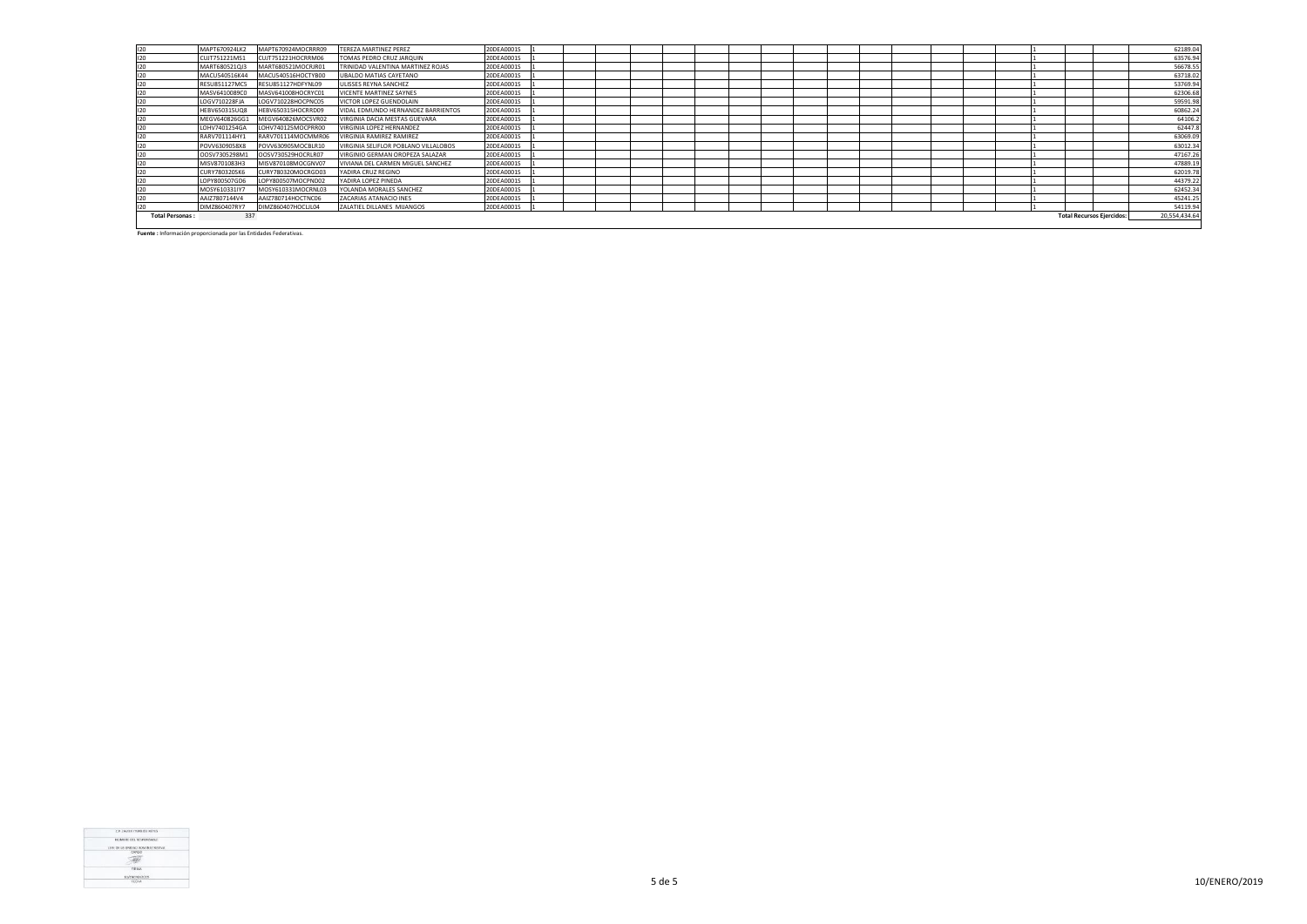| | | | | | | | | | | | | | | | | | | | | | | | |
|---|---|---|---|---|---|---|---|---|---|---|---|---|---|---|---|---|---|---|---|---|---|---|---|
| I20 | MAPT670924LK2 | MAPT670924MOCRRR09 | TEREZA MARTINEZ PEREZ | 20DEA0001S | 1 | | | | | | | | | | | | | | | 1 | | | 62189.04 |
| I20 | CUJT751221MS1 | CUJT751221HOCRRM06 | TOMAS PEDRO CRUZ JARQUIN | 20DEA0001S | 1 | | | | | | | | | | | | | | | 1 | | | 63576.94 |
| I20 | MART680521QJ3 | MART680521MOCRJR01 | TRINIDAD VALENTINA MARTINEZ ROJAS | 20DEA0001S | 1 | | | | | | | | | | | | | | | 1 | | | 56678.55 |
| I20 | MACU540516K44 | MACU540516HOCTYB00 | UBALDO MATIAS CAYETANO | 20DEA0001S | 1 | | | | | | | | | | | | | | | 1 | | | 63718.02 |
| I20 | RESU851127MC5 | RESU851127HDFYNL09 | ULISES REYNA SANCHEZ | 20DEA0001S | 1 | | | | | | | | | | | | | | | 1 | | | 53769.94 |
| I20 | MASV6410089C0 | MASV641008HOCRYC01 | VICENTE MARTINEZ SAYNES | 20DEA0001S | 1 | | | | | | | | | | | | | | | 1 | | | 62306.68 |
| I20 | LOGV710228FJA | LOGV710228HOCPNC05 | VICTOR LOPEZ GUENDOLAIN | 20DEA0001S | 1 | | | | | | | | | | | | | | | 1 | | | 59591.98 |
| I20 | HEBV650315UQ8 | HEBV650315HOCRRD09 | VIDAL EDMUNDO HERNANDEZ BARRIENTOS | 20DEA0001S | 1 | | | | | | | | | | | | | | | 1 | | | 60862.24 |
| I20 | MEGV640826GG1 | MEGV640826MOCSVR02 | VIRGINIA DACIA MESTAS GUEVARA | 20DEA0001S | 1 | | | | | | | | | | | | | | | 1 | | | 64106.2 |
| I20 | LOHV7401254GA | LOHV740125MOCPRR00 | VIRGINIA LOPEZ HERNANDEZ | 20DEA0001S | 1 | | | | | | | | | | | | | | | 1 | | | 62447.8 |
| I20 | RARV701114HY1 | RARV701114MOCMMR06 | VIRGINIA RAMIREZ RAMIREZ | 20DEA0001S | 1 | | | | | | | | | | | | | | | 1 | | | 63069.09 |
| I20 | POVV630905BX8 | POVV630905MOCBLR10 | VIRGINIA SELIFLOR POBLANO VILLALOBOS | 20DEA0001S | 1 | | | | | | | | | | | | | | | 1 | | | 63012.34 |
| I20 | OOSV730529BM1 | OOSV730529HOCRLR07 | VIRGINIO GERMAN OROPEZA SALAZAR | 20DEA0001S | 1 | | | | | | | | | | | | | | | 1 | | | 47167.26 |
| I20 | MISV870108H3 | MISV870108MOCGNV07 | VIVIANA DEL CARMEN MIGUEL SANCHEZ | 20DEA0001S | 1 | | | | | | | | | | | | | | | 1 | | | 47889.19 |
| I20 | CURY780320SK6 | CURY780320MOCRGD03 | YADIRA CRUZ REGINO | 20DEA0001S | 1 | | | | | | | | | | | | | | | 1 | | | 62019.78 |
| I20 | LOPY800507GD6 | LOPY800507MOCPND02 | YADIRA LOPEZ PINEDA | 20DEA0001S | 1 | | | | | | | | | | | | | | | 1 | | | 44379.22 |
| I20 | MOSY610331IY7 | MOSY610331MOCRNL03 | YOLANDA MORALES SANCHEZ | 20DEA0001S | 1 | | | | | | | | | | | | | | | 1 | | | 62452.34 |
| I20 | AAIZ7807144V4 | AAIZ780714HOCTNC06 | ZACARIAS ATANACIO INES | 20DEA0001S | 1 | | | | | | | | | | | | | | | 1 | | | 45241.25 |
| I20 | DIMZ860407RY7 | DIMZ860407HOCLJL04 | ZALATIEL DILLANES MIJANGOS | 20DEA0001S | 1 | | | | | | | | | | | | | | | 1 | | | 54119.94 |
| **Total Personas :** | 337 | | | | | | | | | | | | | | | | | | | | **Total Recursos Ejercidos:** | | 20,554,434.64 |

**Fuente :** Información proporcionada por las Entidades Federativas.

C.P. DAVID FERRUZO REYES

NOMBRE DEL RESPONSABLE

JEFE DE LA UNIDAD DE RECURSOS FINANCIEROS

CARGO

FIRMA

IEEPO

10/ENERO/2019